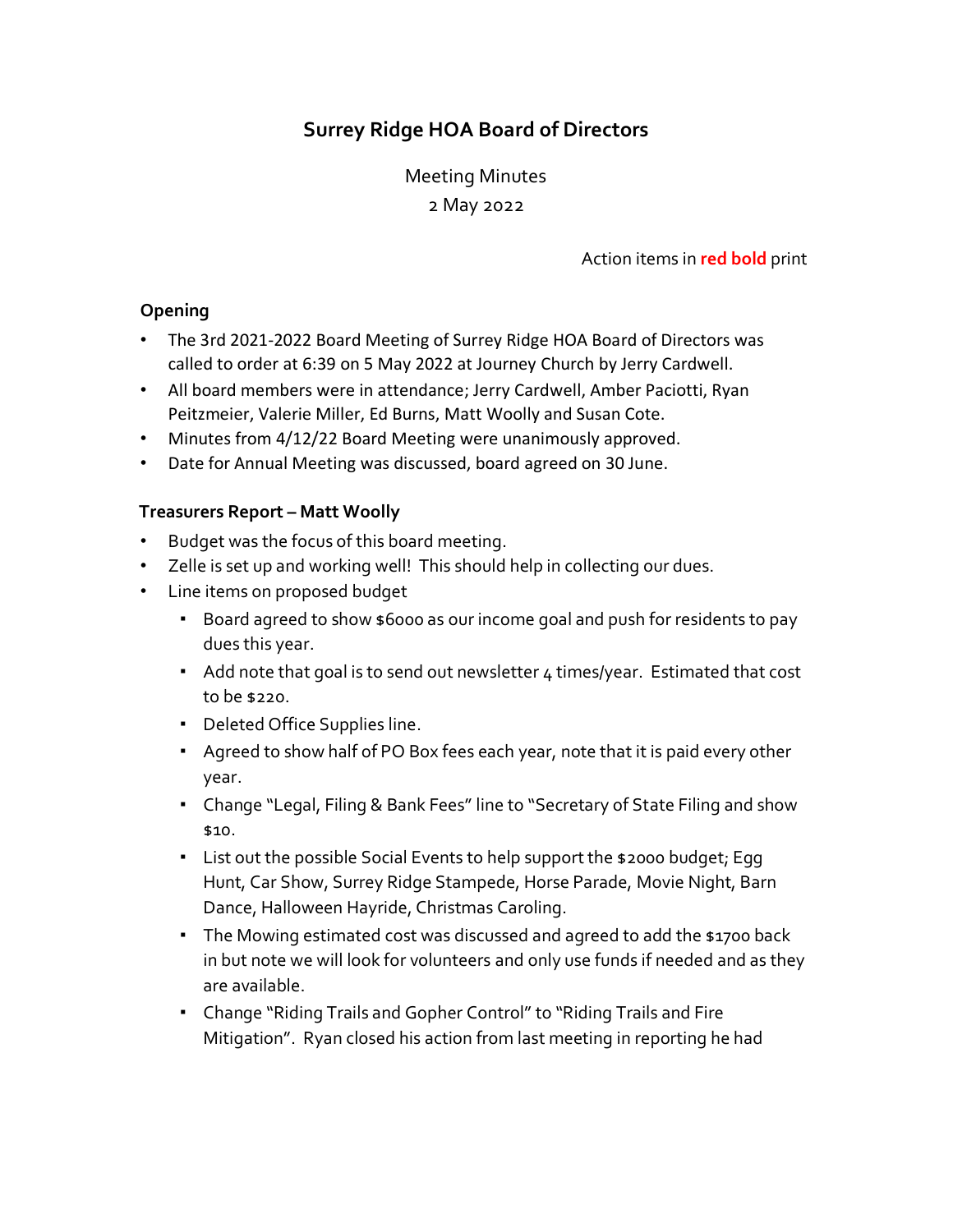# Surrey Ridge HOA Board of Directors

Meeting Minutes
2 May 2022

Action items in **red bold** print

## Opening

- The 3rd 2021-2022 Board Meeting of Surrey Ridge HOA Board of Directors was called to order at 6:39 on 5 May 2022 at Journey Church by Jerry Cardwell.
- All board members were in attendance; Jerry Cardwell, Amber Paciotti, Ryan Peitzmeier, Valerie Miller, Ed Burns, Matt Woolly and Susan Cote.
- Minutes from 4/12/22 Board Meeting were unanimously approved.
- Date for Annual Meeting was discussed, board agreed on 30 June.

## Treasurers Report – Matt Woolly

- Budget was the focus of this board meeting.
- Zelle is set up and working well! This should help in collecting our dues.
- Line items on proposed budget
  - Board agreed to show $6000 as our income goal and push for residents to pay dues this year.
  - Add note that goal is to send out newsletter 4 times/year. Estimated that cost to be $220.
  - Deleted Office Supplies line.
  - Agreed to show half of PO Box fees each year, note that it is paid every other year.
  - Change "Legal, Filing & Bank Fees" line to "Secretary of State Filing and show $10.
  - List out the possible Social Events to help support the $2000 budget; Egg Hunt, Car Show, Surrey Ridge Stampede, Horse Parade, Movie Night, Barn Dance, Halloween Hayride, Christmas Caroling.
  - The Mowing estimated cost was discussed and agreed to add the $1700 back in but note we will look for volunteers and only use funds if needed and as they are available.
  - Change "Riding Trails and Gopher Control" to "Riding Trails and Fire Mitigation". Ryan closed his action from last meeting in reporting he had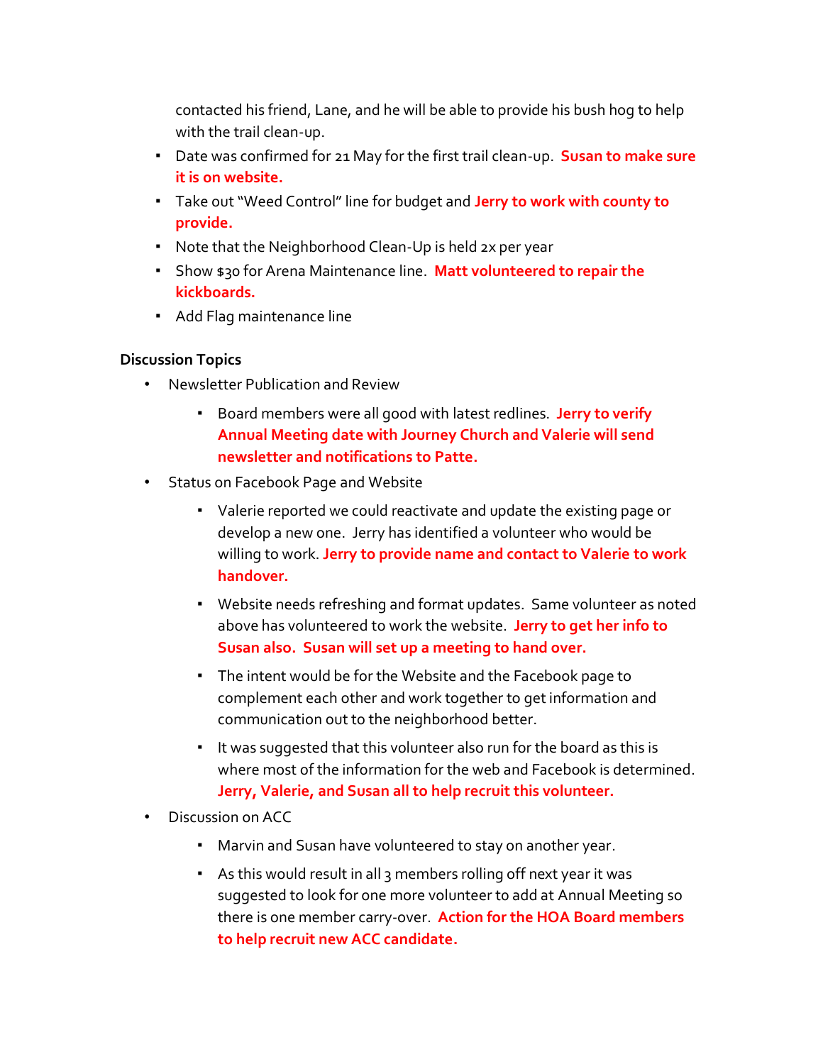contacted his friend, Lane, and he will be able to provide his bush hog to help with the trail clean-up.

- Date was confirmed for 21 May for the first trail clean-up. **Susan to make sure it is on website.**
- Take out "Weed Control" line for budget and **Jerry to work with county to provide.**
- Note that the Neighborhood Clean-Up is held 2x per year
- Show $30 for Arena Maintenance line. **Matt volunteered to repair the kickboards.**
- Add Flag maintenance line

**Discussion Topics**

- Newsletter Publication and Review
  - Board members were all good with latest redlines. **Jerry to verify Annual Meeting date with Journey Church and Valerie will send newsletter and notifications to Patte.**
- Status on Facebook Page and Website
  - Valerie reported we could reactivate and update the existing page or develop a new one. Jerry has identified a volunteer who would be willing to work. **Jerry to provide name and contact to Valerie to work handover.**
  - Website needs refreshing and format updates. Same volunteer as noted above has volunteered to work the website. **Jerry to get her info to Susan also. Susan will set up a meeting to hand over.**
  - The intent would be for the Website and the Facebook page to complement each other and work together to get information and communication out to the neighborhood better.
  - It was suggested that this volunteer also run for the board as this is where most of the information for the web and Facebook is determined. **Jerry, Valerie, and Susan all to help recruit this volunteer.**
- Discussion on ACC
  - Marvin and Susan have volunteered to stay on another year.
  - As this would result in all 3 members rolling off next year it was suggested to look for one more volunteer to add at Annual Meeting so there is one member carry-over. **Action for the HOA Board members to help recruit new ACC candidate.**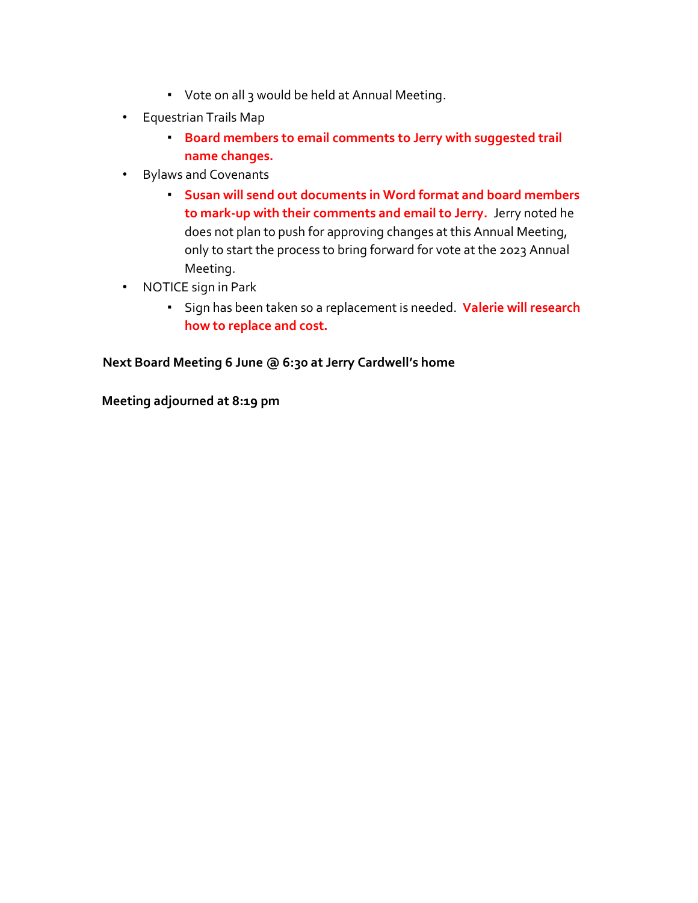- Vote on all 3 would be held at Annual Meeting.
- Equestrian Trails Map
    - **Board members to email comments to Jerry with suggested trail name changes.**
- Bylaws and Covenants
    - **Susan will send out documents in Word format and board members to mark-up with their comments and email to Jerry.** Jerry noted he does not plan to push for approving changes at this Annual Meeting, only to start the process to bring forward for vote at the 2023 Annual Meeting.
- NOTICE sign in Park
    - Sign has been taken so a replacement is needed. **Valerie will research how to replace and cost.**

**Next Board Meeting 6 June @ 6:30 at Jerry Cardwell's home**

**Meeting adjourned at 8:19 pm**